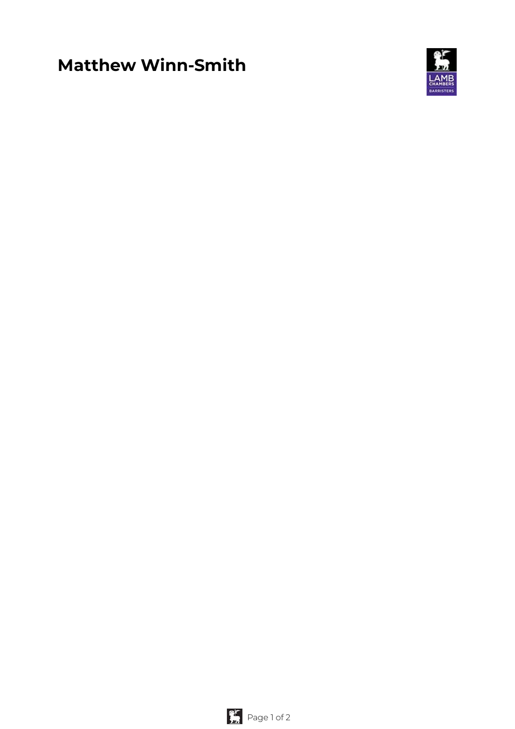# Matthew Winn-Smith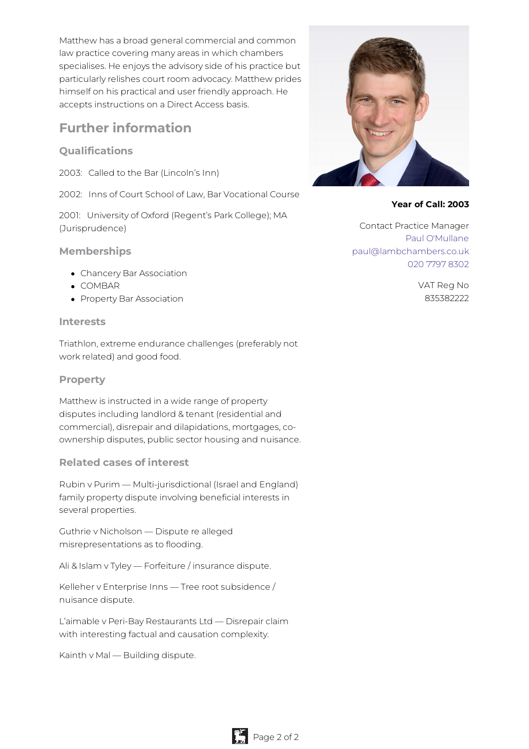Matthew has a broad general commercial and common law practice covering many areas in which chambers specialises. He enjoys the advisory side of his practice but particularly relishes court room advocacy. Matthew prides himself on his practical and user friendly approach. He accepts instructions on a Direct Access basis.

**Year of Call: 2003**

Contact Practice Manager
Paul O'Mullane
paul@lambchambers.co.uk
020 7797 8302

VAT Reg No
835382222

## Further information

### Qualifications

2003: Called to the Bar (Lincoln's Inn)

2002: Inns of Court School of Law, Bar Vocational Course

2001: University of Oxford (Regent's Park College); MA (Jurisprudence)

### Memberships

- Chancery Bar Association
- COMBAR
- Property Bar Association

### Interests

Triathlon, extreme endurance challenges (preferably not work related) and good food.

### Property

Matthew is instructed in a wide range of property disputes including landlord & tenant (residential and commercial), disrepair and dilapidations, mortgages, co-ownership disputes, public sector housing and nuisance.

### Related cases of interest

Rubin v Purim — Multi-jurisdictional (Israel and England) family property dispute involving beneficial interests in several properties.

Guthrie v Nicholson — Dispute re alleged misrepresentations as to flooding.

Ali & Islam v Tyley — Forfeiture / insurance dispute.

Kelleher v Enterprise Inns — Tree root subsidence / nuisance dispute.

L'aimable v Peri-Bay Restaurants Ltd — Disrepair claim with interesting factual and causation complexity.

Kainth v Mal — Building dispute.